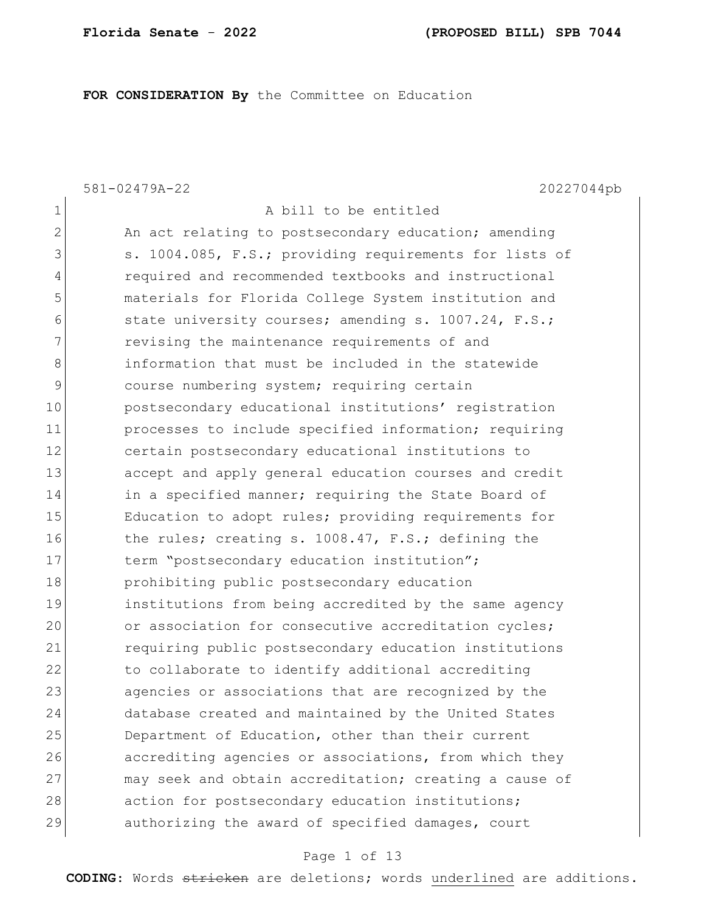**FOR CONSIDERATION By** the Committee on Education

581-02479A-22 20227044pb

1 A bill to be entitled
2 An act relating to postsecondary education; amending
3 s. 1004.085, F.S.; providing requirements for lists of
4 required and recommended textbooks and instructional
5 materials for Florida College System institution and
6 state university courses; amending s. 1007.24, F.S.;
7 revising the maintenance requirements of and
8 information that must be included in the statewide
9 course numbering system; requiring certain
10 postsecondary educational institutions' registration
11 processes to include specified information; requiring
12 certain postsecondary educational institutions to
13 accept and apply general education courses and credit
14 in a specified manner; requiring the State Board of
15 Education to adopt rules; providing requirements for
16 the rules; creating s. 1008.47, F.S.; defining the
17 term "postsecondary education institution";
18 prohibiting public postsecondary education
19 institutions from being accredited by the same agency
20 or association for consecutive accreditation cycles;
21 requiring public postsecondary education institutions
22 to collaborate to identify additional accrediting
23 agencies or associations that are recognized by the
24 database created and maintained by the United States
25 Department of Education, other than their current
26 accrediting agencies or associations, from which they
27 may seek and obtain accreditation; creating a cause of
28 action for postsecondary education institutions;
29 authorizing the award of specified damages, court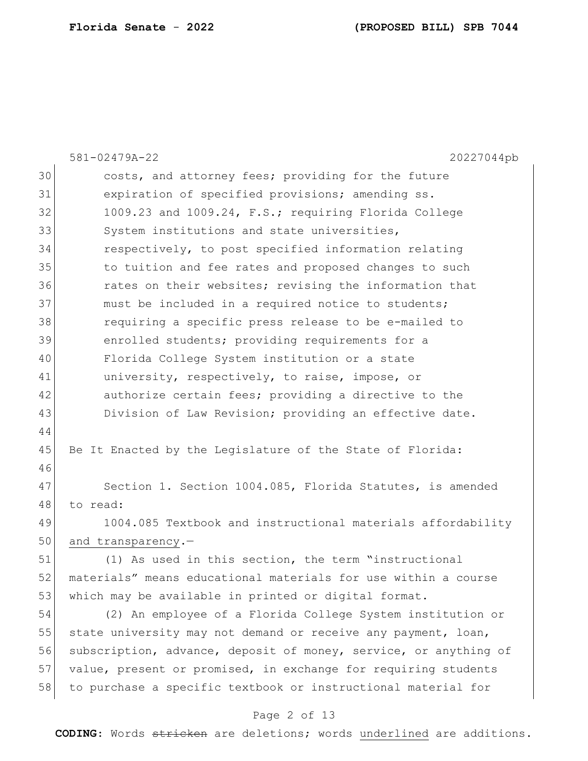costs, and attorney fees; providing for the future expiration of specified provisions; amending ss. 1009.23 and 1009.24, F.S.; requiring Florida College System institutions and state universities, respectively, to post specified information relating to tuition and fee rates and proposed changes to such rates on their websites; revising the information that must be included in a required notice to students; requiring a specific press release to be e-mailed to enrolled students; providing requirements for a Florida College System institution or a state university, respectively, to raise, impose, or authorize certain fees; providing a directive to the Division of Law Revision; providing an effective date.

Be It Enacted by the Legislature of the State of Florida:

Section 1. Section 1004.085, Florida Statutes, is amended to read:

1004.085 Textbook and instructional materials affordability <u>and transparency</u>.—

(1) As used in this section, the term "instructional materials" means educational materials for use within a course which may be available in printed or digital format.

(2) An employee of a Florida College System institution or state university may not demand or receive any payment, loan, subscription, advance, deposit of money, service, or anything of value, present or promised, in exchange for requiring students to purchase a specific textbook or instructional material for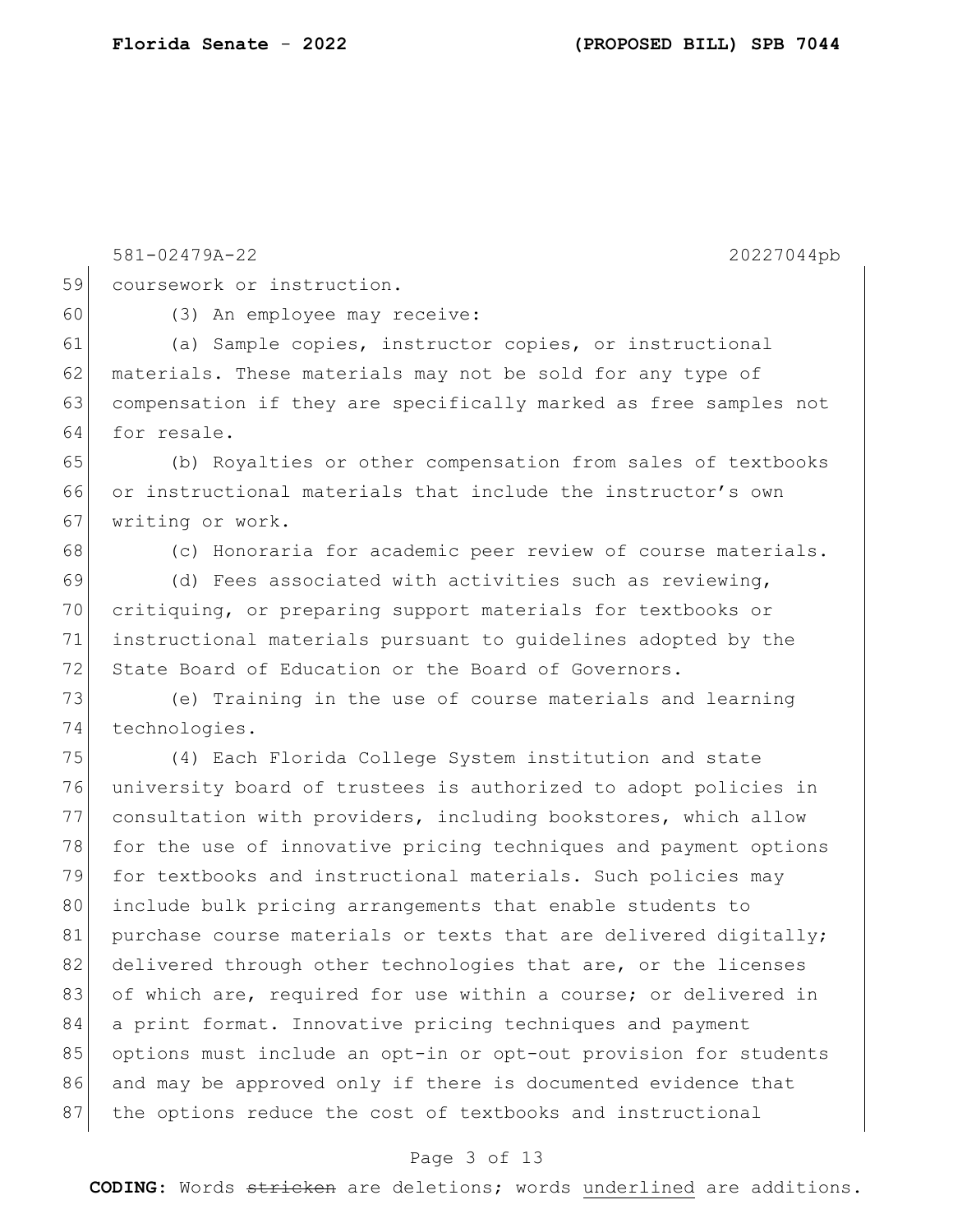coursework or instruction.

(3) An employee may receive:

(a) Sample copies, instructor copies, or instructional materials. These materials may not be sold for any type of compensation if they are specifically marked as free samples not for resale.

(b) Royalties or other compensation from sales of textbooks or instructional materials that include the instructor's own writing or work.

(c) Honoraria for academic peer review of course materials.

(d) Fees associated with activities such as reviewing, critiquing, or preparing support materials for textbooks or instructional materials pursuant to guidelines adopted by the State Board of Education or the Board of Governors.

(e) Training in the use of course materials and learning technologies.

(4) Each Florida College System institution and state university board of trustees is authorized to adopt policies in consultation with providers, including bookstores, which allow for the use of innovative pricing techniques and payment options for textbooks and instructional materials. Such policies may include bulk pricing arrangements that enable students to purchase course materials or texts that are delivered digitally; delivered through other technologies that are, or the licenses of which are, required for use within a course; or delivered in a print format. Innovative pricing techniques and payment options must include an opt-in or opt-out provision for students and may be approved only if there is documented evidence that the options reduce the cost of textbooks and instructional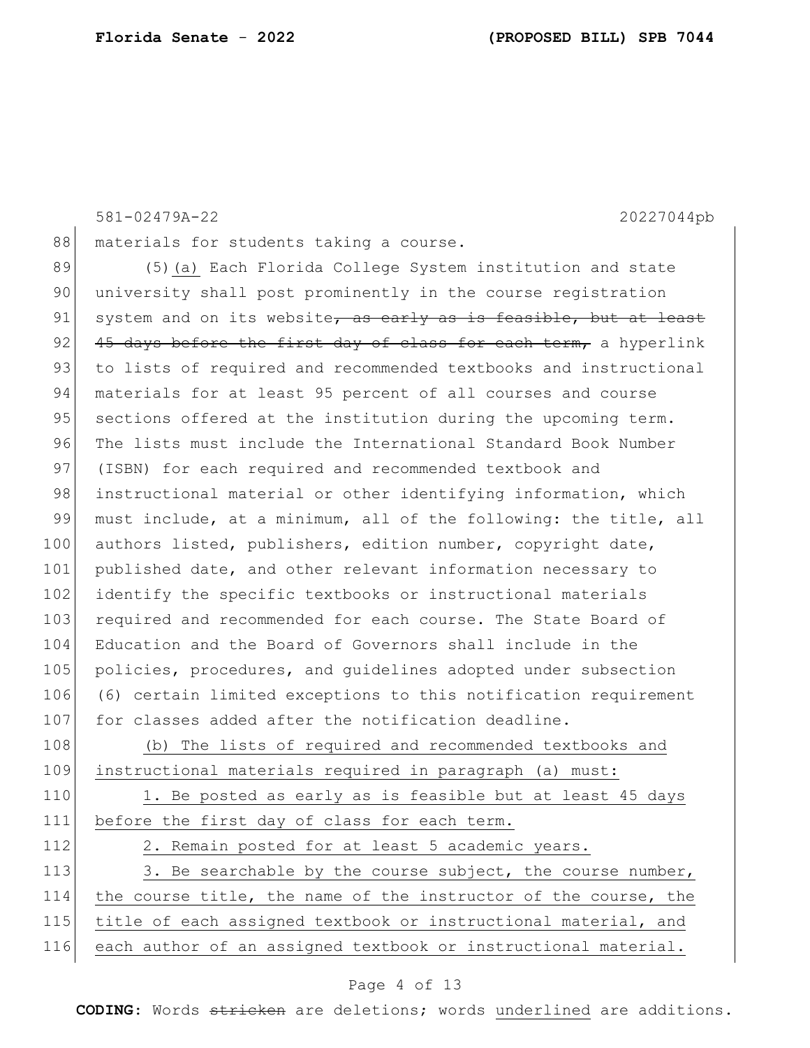materials for students taking a course.

(5)(a) Each Florida College System institution and state university shall post prominently in the course registration system and on its website~~, as early as is feasible, but at least 45 days before the first day of class for each term,~~ a hyperlink to lists of required and recommended textbooks and instructional materials for at least 95 percent of all courses and course sections offered at the institution during the upcoming term. The lists must include the International Standard Book Number (ISBN) for each required and recommended textbook and instructional material or other identifying information, which must include, at a minimum, all of the following: the title, all authors listed, publishers, edition number, copyright date, published date, and other relevant information necessary to identify the specific textbooks or instructional materials required and recommended for each course. The State Board of Education and the Board of Governors shall include in the policies, procedures, and guidelines adopted under subsection (6) certain limited exceptions to this notification requirement for classes added after the notification deadline.

<u>(b) The lists of required and recommended textbooks and instructional materials required in paragraph (a) must:</u>

<u>1. Be posted as early as is feasible but at least 45 days before the first day of class for each term.</u>

<u>2. Remain posted for at least 5 academic years.</u>

<u>3. Be searchable by the course subject, the course number, the course title, the name of the instructor of the course, the title of each assigned textbook or instructional material, and each author of an assigned textbook or instructional material.</u>

**CODING:** Words ~~stricken~~ are deletions; words <u>underlined</u> are additions.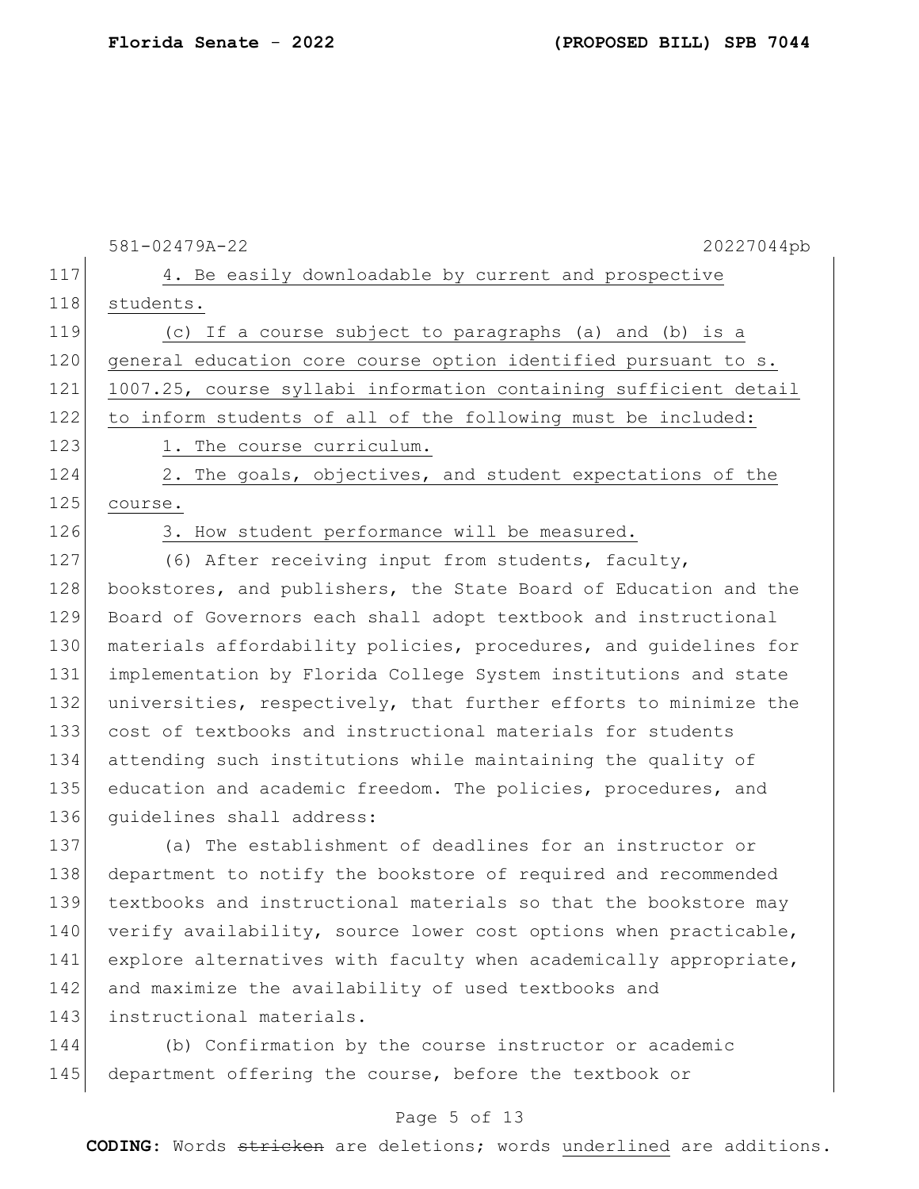4. Be easily downloadable by current and prospective students.

(c) If a course subject to paragraphs (a) and (b) is a general education core course option identified pursuant to s. 1007.25, course syllabi information containing sufficient detail to inform students of all of the following must be included:

1. The course curriculum.

2. The goals, objectives, and student expectations of the course.

3. How student performance will be measured.

(6) After receiving input from students, faculty, bookstores, and publishers, the State Board of Education and the Board of Governors each shall adopt textbook and instructional materials affordability policies, procedures, and guidelines for implementation by Florida College System institutions and state universities, respectively, that further efforts to minimize the cost of textbooks and instructional materials for students attending such institutions while maintaining the quality of education and academic freedom. The policies, procedures, and guidelines shall address:

(a) The establishment of deadlines for an instructor or department to notify the bookstore of required and recommended textbooks and instructional materials so that the bookstore may verify availability, source lower cost options when practicable, explore alternatives with faculty when academically appropriate, and maximize the availability of used textbooks and instructional materials.

(b) Confirmation by the course instructor or academic department offering the course, before the textbook or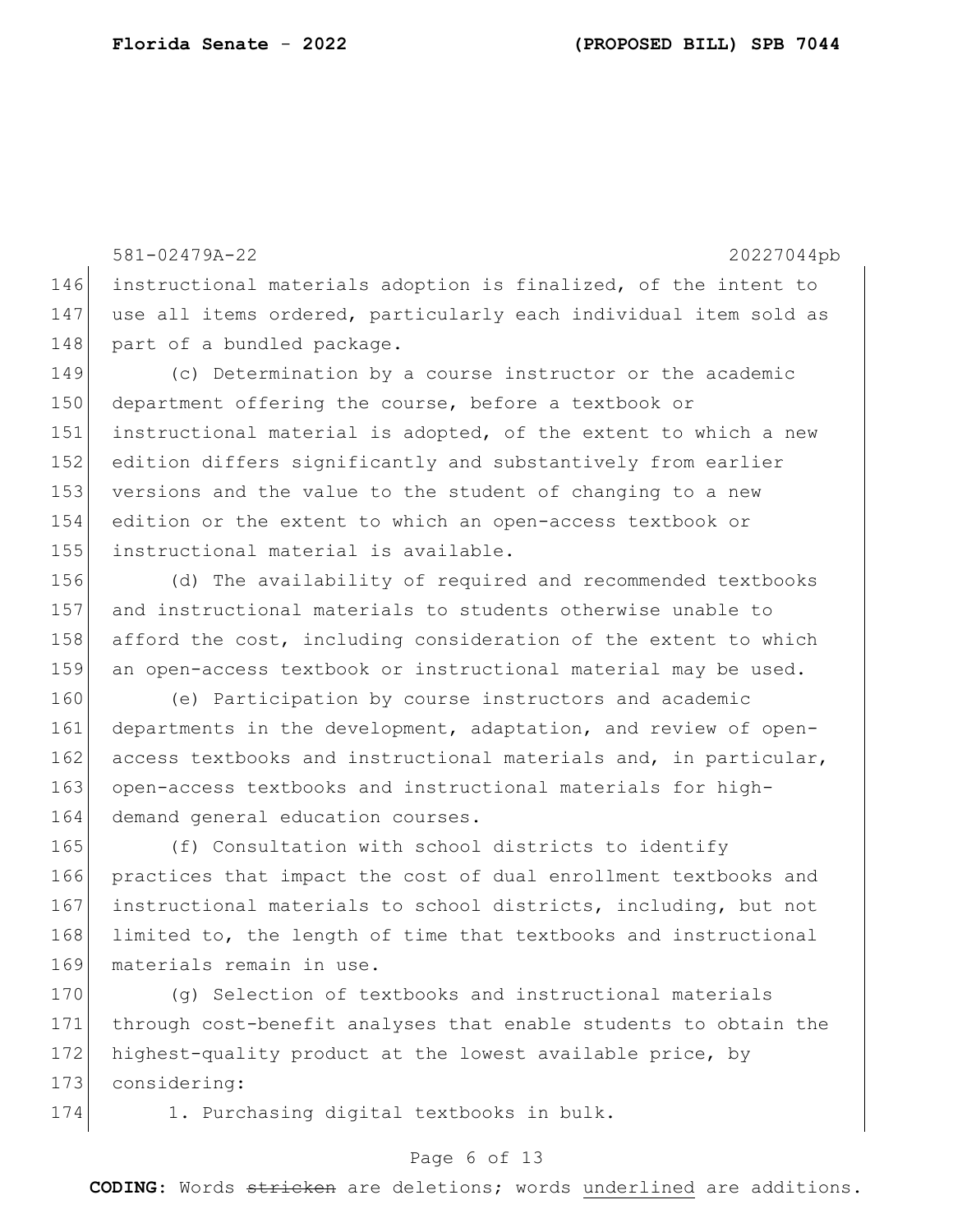instructional materials adoption is finalized, of the intent to use all items ordered, particularly each individual item sold as part of a bundled package.

(c) Determination by a course instructor or the academic department offering the course, before a textbook or instructional material is adopted, of the extent to which a new edition differs significantly and substantively from earlier versions and the value to the student of changing to a new edition or the extent to which an open-access textbook or instructional material is available.

(d) The availability of required and recommended textbooks and instructional materials to students otherwise unable to afford the cost, including consideration of the extent to which an open-access textbook or instructional material may be used.

(e) Participation by course instructors and academic departments in the development, adaptation, and review of open-access textbooks and instructional materials and, in particular, open-access textbooks and instructional materials for high-demand general education courses.

(f) Consultation with school districts to identify practices that impact the cost of dual enrollment textbooks and instructional materials to school districts, including, but not limited to, the length of time that textbooks and instructional materials remain in use.

(g) Selection of textbooks and instructional materials through cost-benefit analyses that enable students to obtain the highest-quality product at the lowest available price, by considering:

1. Purchasing digital textbooks in bulk.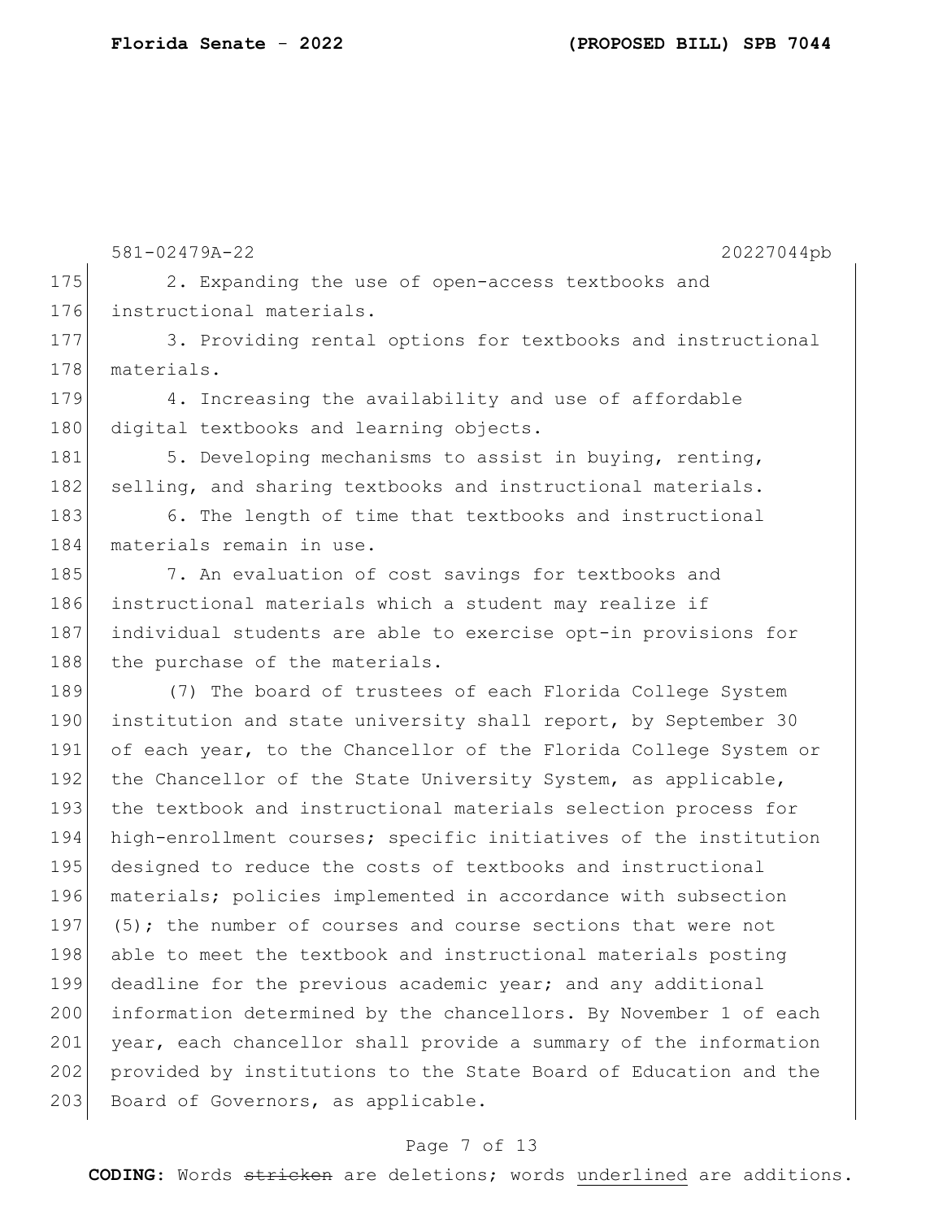2. Expanding the use of open-access textbooks and instructional materials.

3. Providing rental options for textbooks and instructional materials.

4. Increasing the availability and use of affordable digital textbooks and learning objects.

5. Developing mechanisms to assist in buying, renting, selling, and sharing textbooks and instructional materials.

6. The length of time that textbooks and instructional materials remain in use.

7. An evaluation of cost savings for textbooks and instructional materials which a student may realize if individual students are able to exercise opt-in provisions for the purchase of the materials.

(7) The board of trustees of each Florida College System institution and state university shall report, by September 30 of each year, to the Chancellor of the Florida College System or the Chancellor of the State University System, as applicable, the textbook and instructional materials selection process for high-enrollment courses; specific initiatives of the institution designed to reduce the costs of textbooks and instructional materials; policies implemented in accordance with subsection (5); the number of courses and course sections that were not able to meet the textbook and instructional materials posting deadline for the previous academic year; and any additional information determined by the chancellors. By November 1 of each year, each chancellor shall provide a summary of the information provided by institutions to the State Board of Education and the Board of Governors, as applicable.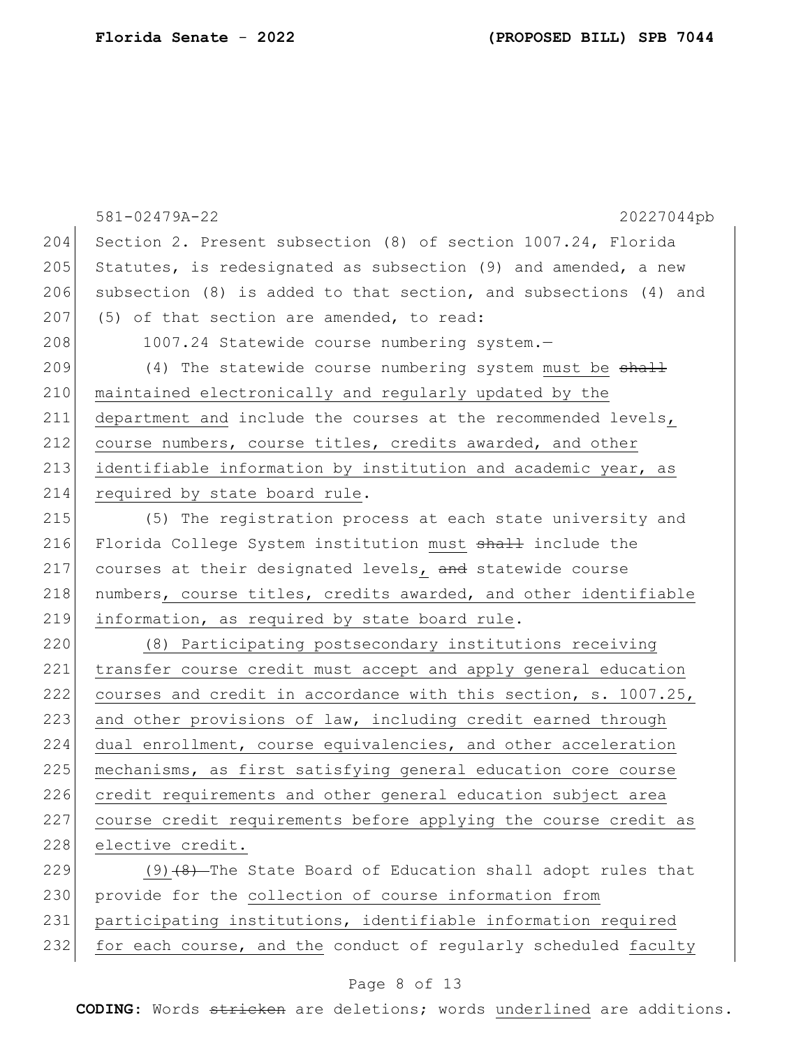Section 2. Present subsection (8) of section 1007.24, Florida Statutes, is redesignated as subsection (9) and amended, a new subsection (8) is added to that section, and subsections (4) and (5) of that section are amended, to read:

1007.24 Statewide course numbering system.—

(4) The statewide course numbering system <u>must be</u> ~~shall~~ maintained electronically and regularly updated by the <u>department and</u> include the courses at the recommended levels<u>, course numbers, course titles, credits awarded, and other identifiable information by institution and academic year, as required by state board rule</u>.

(5) The registration process at each state university and Florida College System institution <u>must</u> ~~shall~~ include the courses at their designated levels<u>,</u> ~~and~~ statewide course numbers<u>, course titles, credits awarded, and other identifiable information, as required by state board rule</u>.

<u>(8) Participating postsecondary institutions receiving transfer course credit must accept and apply general education courses and credit in accordance with this section, s. 1007.25, and other provisions of law, including credit earned through dual enrollment, course equivalencies, and other acceleration mechanisms, as first satisfying general education core course credit requirements and other general education subject area course credit requirements before applying the course credit as elective credit.</u>

<u>(9)</u>~~(8)~~ The State Board of Education shall adopt rules that provide for the <u>collection of course information from participating institutions, identifiable information required for each course, and the</u> conduct of regularly scheduled <u>faculty</u>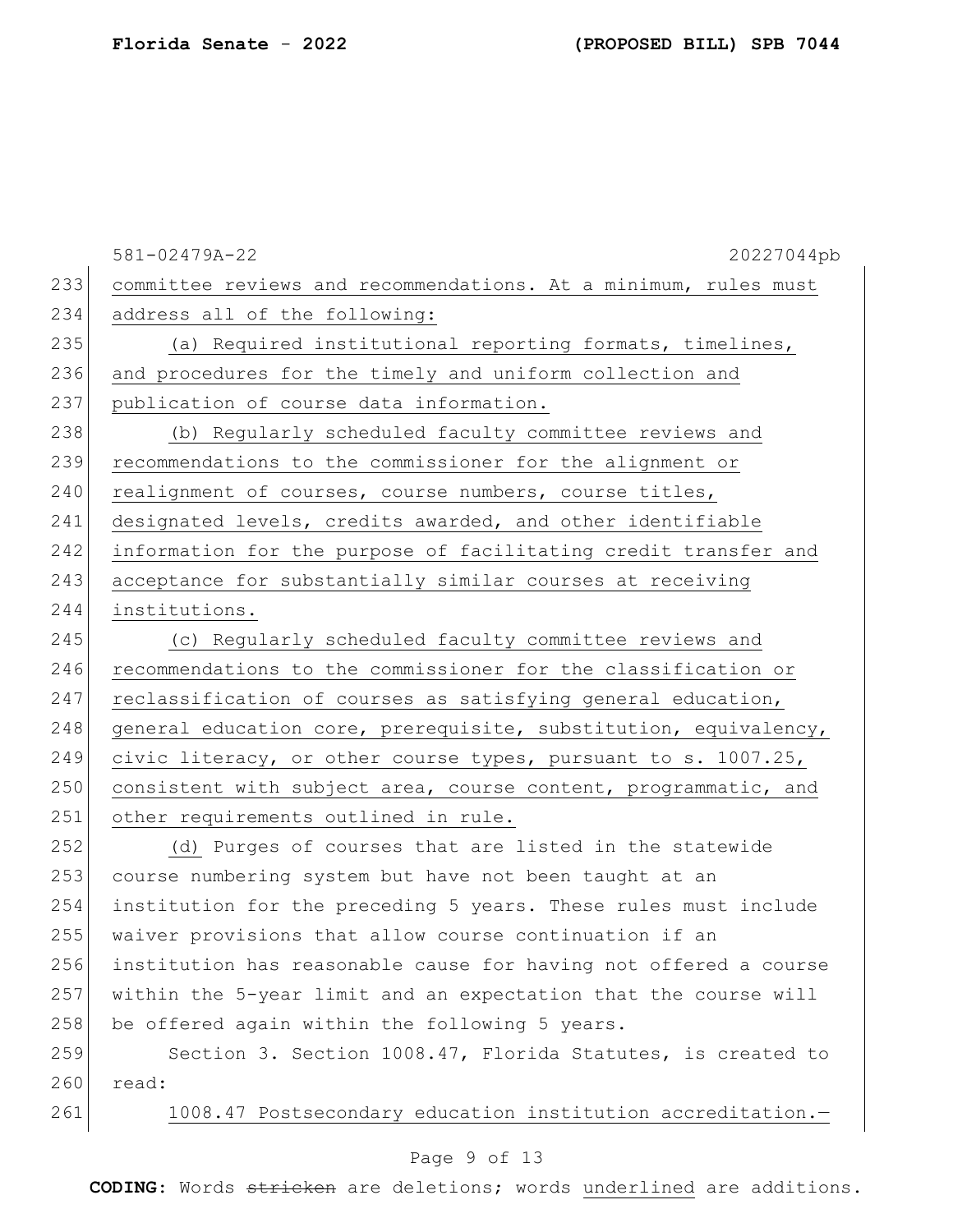committee reviews and recommendations. At a minimum, rules must address all of the following:

(a) Required institutional reporting formats, timelines, and procedures for the timely and uniform collection and publication of course data information.

(b) Regularly scheduled faculty committee reviews and recommendations to the commissioner for the alignment or realignment of courses, course numbers, course titles, designated levels, credits awarded, and other identifiable information for the purpose of facilitating credit transfer and acceptance for substantially similar courses at receiving institutions.

(c) Regularly scheduled faculty committee reviews and recommendations to the commissioner for the classification or reclassification of courses as satisfying general education, general education core, prerequisite, substitution, equivalency, civic literacy, or other course types, pursuant to s. 1007.25, consistent with subject area, course content, programmatic, and other requirements outlined in rule.

(d) Purges of courses that are listed in the statewide course numbering system but have not been taught at an institution for the preceding 5 years. These rules must include waiver provisions that allow course continuation if an institution has reasonable cause for having not offered a course within the 5-year limit and an expectation that the course will be offered again within the following 5 years.

Section 3. Section 1008.47, Florida Statutes, is created to read:

1008.47 Postsecondary education institution accreditation.—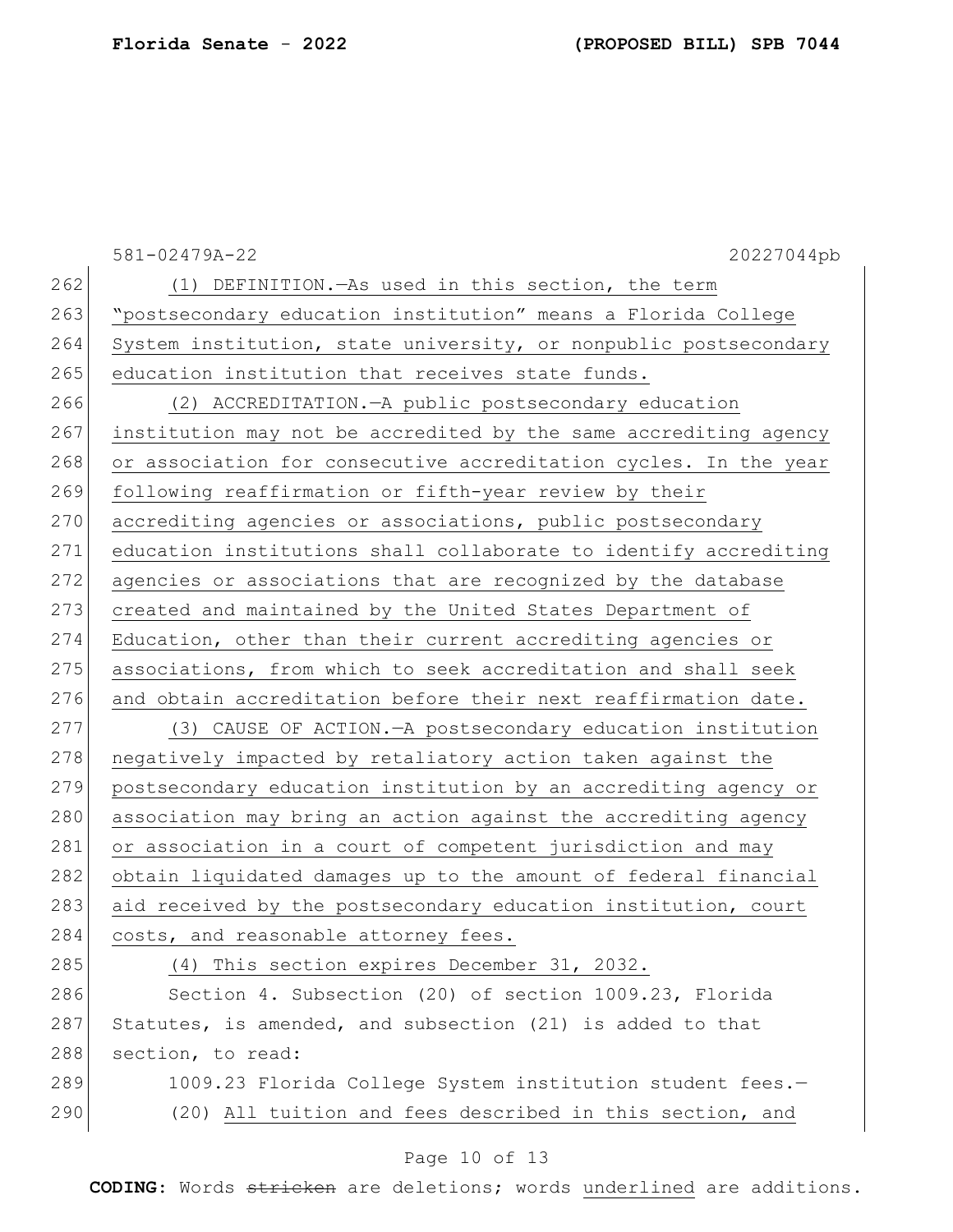(1) DEFINITION.—As used in this section, the term "postsecondary education institution" means a Florida College System institution, state university, or nonpublic postsecondary education institution that receives state funds.

(2) ACCREDITATION.—A public postsecondary education institution may not be accredited by the same accrediting agency or association for consecutive accreditation cycles. In the year following reaffirmation or fifth-year review by their accrediting agencies or associations, public postsecondary education institutions shall collaborate to identify accrediting agencies or associations that are recognized by the database created and maintained by the United States Department of Education, other than their current accrediting agencies or associations, from which to seek accreditation and shall seek and obtain accreditation before their next reaffirmation date.

(3) CAUSE OF ACTION.—A postsecondary education institution negatively impacted by retaliatory action taken against the postsecondary education institution by an accrediting agency or association may bring an action against the accrediting agency or association in a court of competent jurisdiction and may obtain liquidated damages up to the amount of federal financial aid received by the postsecondary education institution, court costs, and reasonable attorney fees.

(4) This section expires December 31, 2032.

Section 4. Subsection (20) of section 1009.23, Florida Statutes, is amended, and subsection (21) is added to that section, to read:

1009.23 Florida College System institution student fees.—

(20) All tuition and fees described in this section, and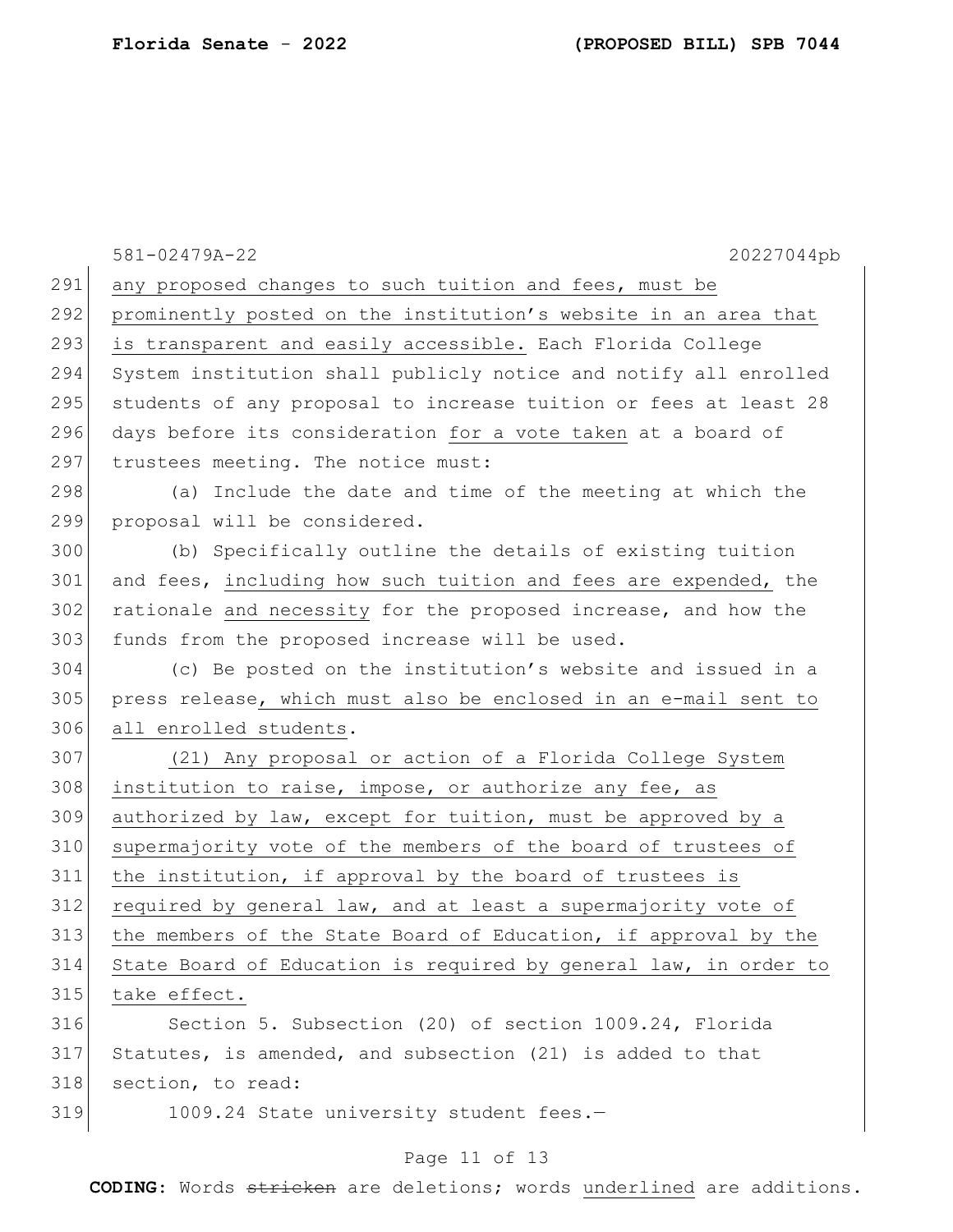any proposed changes to such tuition and fees, must be prominently posted on the institution's website in an area that is transparent and easily accessible. Each Florida College System institution shall publicly notice and notify all enrolled students of any proposal to increase tuition or fees at least 28 days before its consideration for a vote taken at a board of trustees meeting. The notice must:

(a) Include the date and time of the meeting at which the proposal will be considered.

(b) Specifically outline the details of existing tuition and fees, including how such tuition and fees are expended, the rationale and necessity for the proposed increase, and how the funds from the proposed increase will be used.

(c) Be posted on the institution's website and issued in a press release, which must also be enclosed in an e-mail sent to all enrolled students.

(21) Any proposal or action of a Florida College System institution to raise, impose, or authorize any fee, as authorized by law, except for tuition, must be approved by a supermajority vote of the members of the board of trustees of the institution, if approval by the board of trustees is required by general law, and at least a supermajority vote of the members of the State Board of Education, if approval by the State Board of Education is required by general law, in order to take effect.

Section 5. Subsection (20) of section 1009.24, Florida Statutes, is amended, and subsection (21) is added to that section, to read:

1009.24 State university student fees.—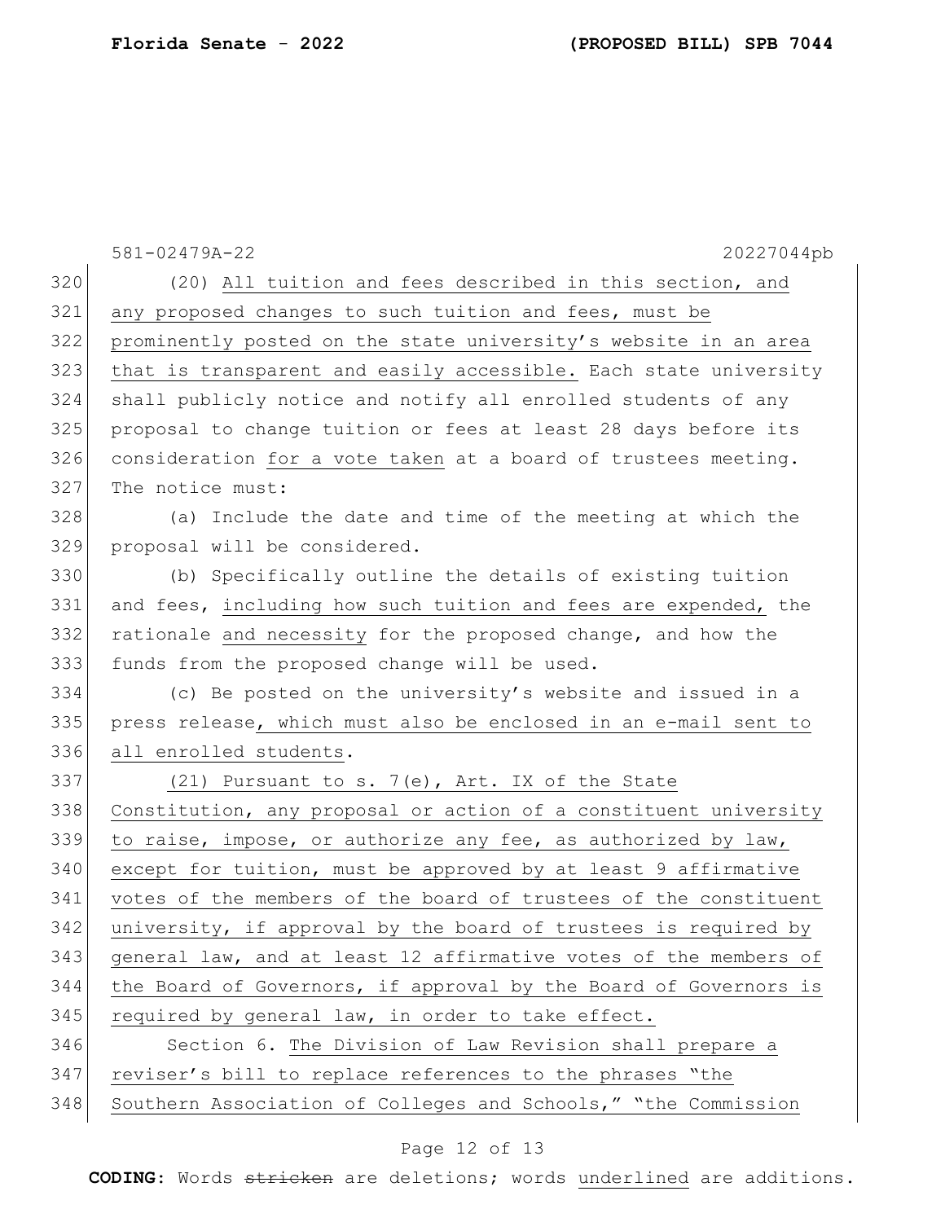(20) All tuition and fees described in this section, and any proposed changes to such tuition and fees, must be prominently posted on the state university's website in an area that is transparent and easily accessible. Each state university shall publicly notice and notify all enrolled students of any proposal to change tuition or fees at least 28 days before its consideration for a vote taken at a board of trustees meeting. The notice must:

(a) Include the date and time of the meeting at which the proposal will be considered.

(b) Specifically outline the details of existing tuition and fees, including how such tuition and fees are expended, the rationale and necessity for the proposed change, and how the funds from the proposed change will be used.

(c) Be posted on the university's website and issued in a press release, which must also be enclosed in an e-mail sent to all enrolled students.

(21) Pursuant to s. 7(e), Art. IX of the State Constitution, any proposal or action of a constituent university to raise, impose, or authorize any fee, as authorized by law, except for tuition, must be approved by at least 9 affirmative votes of the members of the board of trustees of the constituent university, if approval by the board of trustees is required by general law, and at least 12 affirmative votes of the members of the Board of Governors, if approval by the Board of Governors is required by general law, in order to take effect.

Section 6. The Division of Law Revision shall prepare a reviser's bill to replace references to the phrases "the Southern Association of Colleges and Schools," "the Commission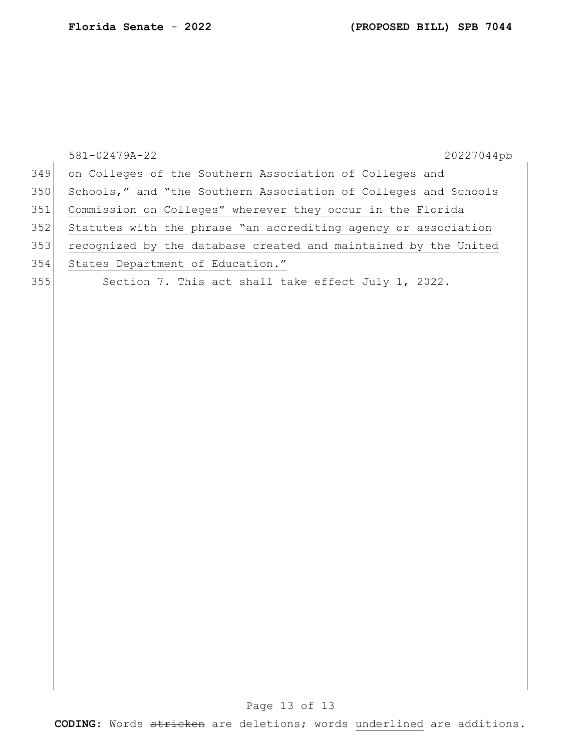on Colleges of the Southern Association of Colleges and Schools," and "the Southern Association of Colleges and Schools Commission on Colleges" wherever they occur in the Florida Statutes with the phrase "an accrediting agency or association recognized by the database created and maintained by the United States Department of Education."

Section 7. This act shall take effect July 1, 2022.